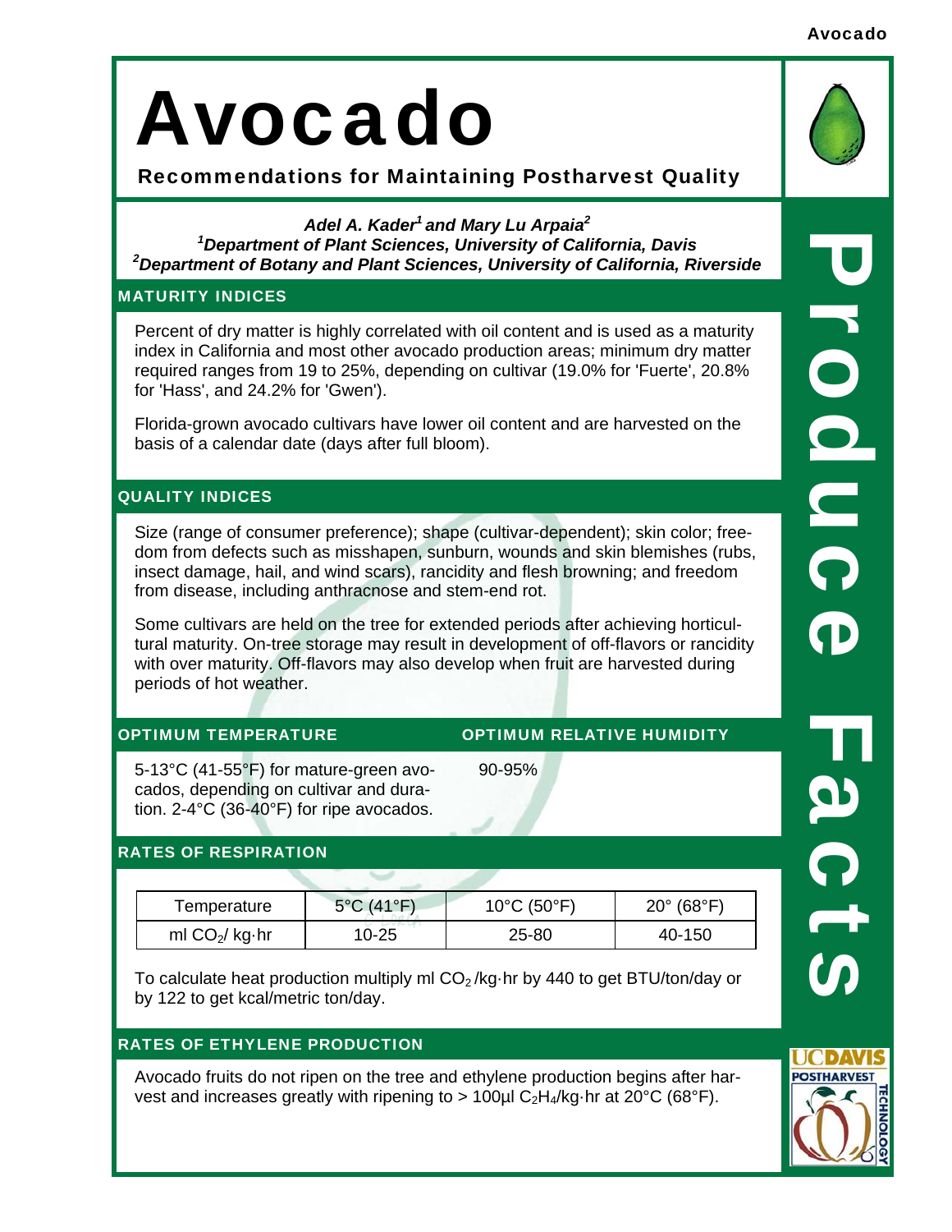# Avocado

## Recommendations for Maintaining Postharvest Quality

***Adel A. Kader[1] and Mary Lu Arpaia[2]***
***[1]Department of Plant Sciences, University of California, Davis***
***[2]Department of Botany and Plant Sciences, University of California, Riverside***

### MATURITY INDICES

Percent of dry matter is highly correlated with oil content and is used as a maturity index in California and most other avocado production areas; minimum dry matter required ranges from 19 to 25%, depending on cultivar (19.0% for 'Fuerte', 20.8% for 'Hass', and 24.2% for 'Gwen').

Florida-grown avocado cultivars have lower oil content and are harvested on the basis of a calendar date (days after full bloom).

### QUALITY INDICES

Size (range of consumer preference); shape (cultivar-dependent); skin color; freedom from defects such as misshapen, sunburn, wounds and skin blemishes (rubs, insect damage, hail, and wind scars), rancidity and flesh browning; and freedom from disease, including anthracnose and stem-end rot.

Some cultivars are held on the tree for extended periods after achieving horticultural maturity. On-tree storage may result in development of off-flavors or rancidity with over maturity. Off-flavors may also develop when fruit are harvested during periods of hot weather.

### OPTIMUM TEMPERATURE

5-13°C (41-55°F) for mature-green avocados, depending on cultivar and duration. 2-4°C (36-40°F) for ripe avocados.

### OPTIMUM RELATIVE HUMIDITY

90-95%

### RATES OF RESPIRATION

| Temperature | 5°C (41°F) | 10°C (50°F) | 20° (68°F) |
|---|---|---|---|
| ml $CO_2$/ kg·hr | 10-25 | 25-80 | 40-150 |

To calculate heat production multiply ml $CO_2$ /kg·hr by 440 to get BTU/ton/day or by 122 to get kcal/metric ton/day.

### RATES OF ETHYLENE PRODUCTION

Avocado fruits do not ripen on the tree and ethylene production begins after harvest and increases greatly with ripening to > 100µl $C_2H_4$/kg·hr at 20°C (68°F).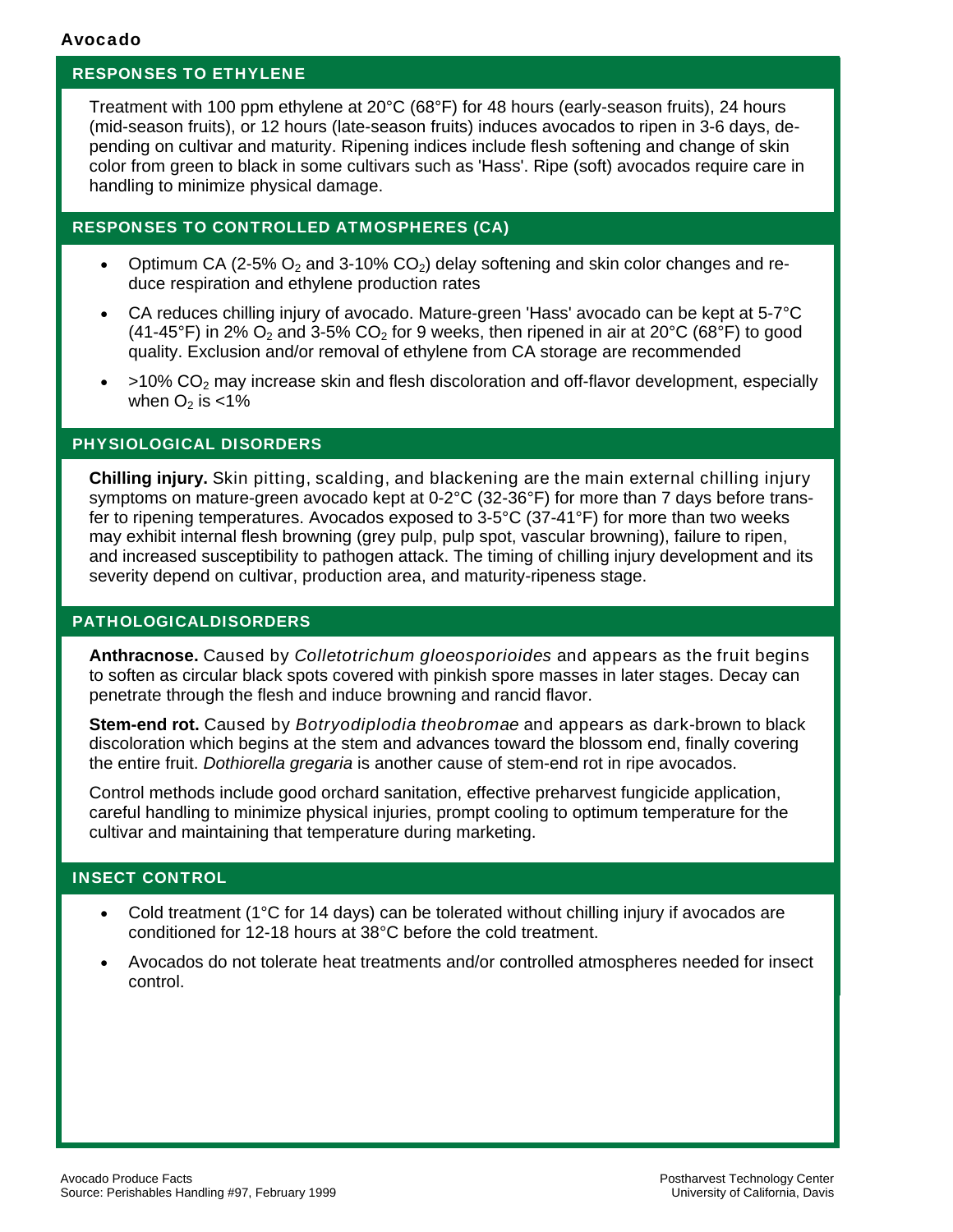# Avocado

## RESPONSES TO ETHYLENE

Treatment with 100 ppm ethylene at 20°C (68°F) for 48 hours (early-season fruits), 24 hours (mid-season fruits), or 12 hours (late-season fruits) induces avocados to ripen in 3-6 days, depending on cultivar and maturity. Ripening indices include flesh softening and change of skin color from green to black in some cultivars such as 'Hass'. Ripe (soft) avocados require care in handling to minimize physical damage.

## RESPONSES TO CONTROLLED ATMOSPHERES (CA)

- Optimum CA (2-5% $O_2$ and 3-10% $CO_2$) delay softening and skin color changes and reduce respiration and ethylene production rates
- CA reduces chilling injury of avocado. Mature-green 'Hass' avocado can be kept at 5-7°C (41-45°F) in 2% $O_2$ and 3-5% $CO_2$ for 9 weeks, then ripened in air at 20°C (68°F) to good quality. Exclusion and/or removal of ethylene from CA storage are recommended
- >10% $CO_2$ may increase skin and flesh discoloration and off-flavor development, especially when $O_2$ is <1%

## PHYSIOLOGICAL DISORDERS

**Chilling injury.** Skin pitting, scalding, and blackening are the main external chilling injury symptoms on mature-green avocado kept at 0-2°C (32-36°F) for more than 7 days before transfer to ripening temperatures. Avocados exposed to 3-5°C (37-41°F) for more than two weeks may exhibit internal flesh browning (grey pulp, pulp spot, vascular browning), failure to ripen, and increased susceptibility to pathogen attack. The timing of chilling injury development and its severity depend on cultivar, production area, and maturity-ripeness stage.

## PATHOLOGICALDISORDERS

**Anthracnose.** Caused by *Colletotrichum gloeosporioides* and appears as the fruit begins to soften as circular black spots covered with pinkish spore masses in later stages. Decay can penetrate through the flesh and induce browning and rancid flavor.

**Stem-end rot.** Caused by *Botryodiplodia theobromae* and appears as dark-brown to black discoloration which begins at the stem and advances toward the blossom end, finally covering the entire fruit. *Dothiorella gregaria* is another cause of stem-end rot in ripe avocados.

Control methods include good orchard sanitation, effective preharvest fungicide application, careful handling to minimize physical injuries, prompt cooling to optimum temperature for the cultivar and maintaining that temperature during marketing.

## INSECT CONTROL

- Cold treatment (1°C for 14 days) can be tolerated without chilling injury if avocados are conditioned for 12-18 hours at 38°C before the cold treatment.
- Avocados do not tolerate heat treatments and/or controlled atmospheres needed for insect control.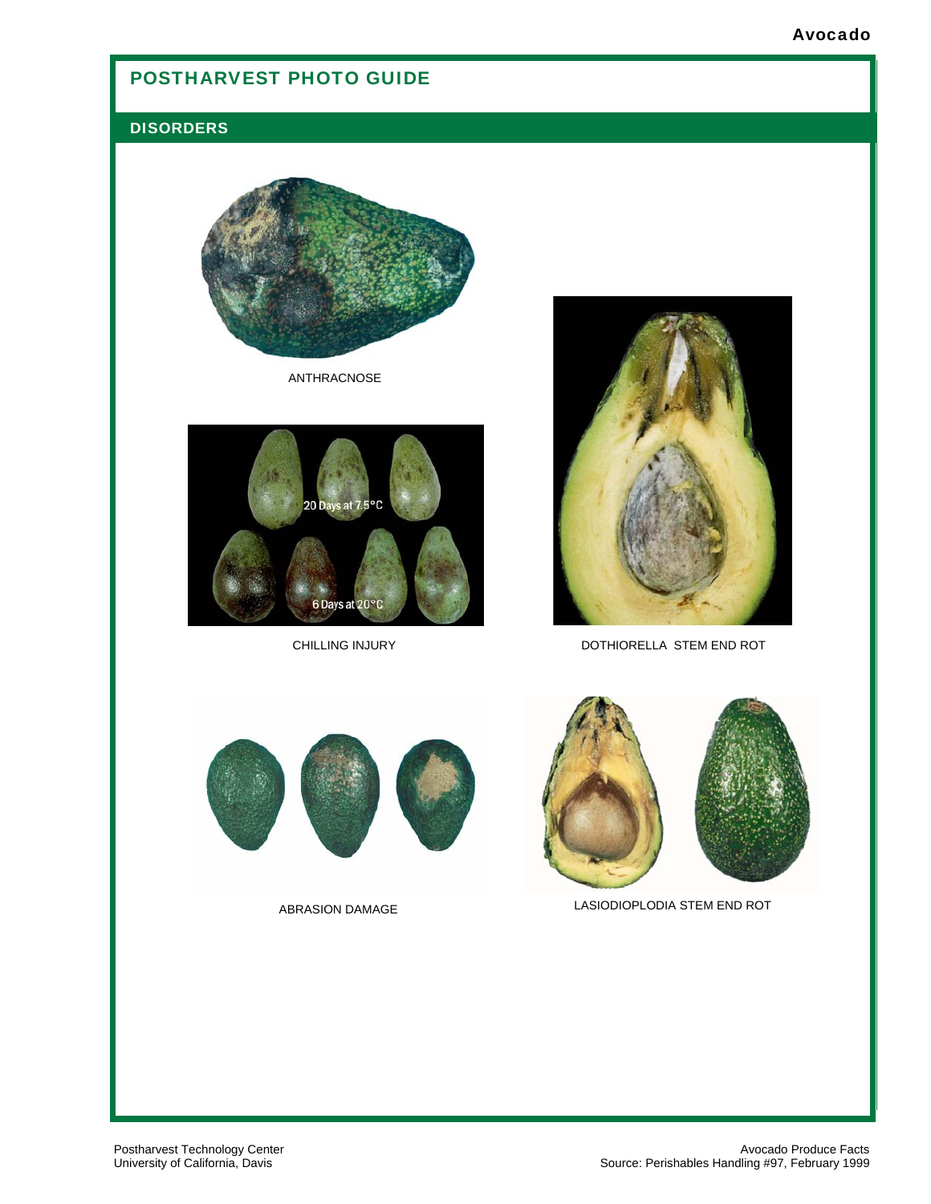## POSTHARVEST PHOTO GUIDE

### DISORDERS

ANTHRACNOSE

CHILLING INJURY

DOTHIORELLA STEM END ROT

ABRASION DAMAGE

LASIODIOPLODIA STEM END ROT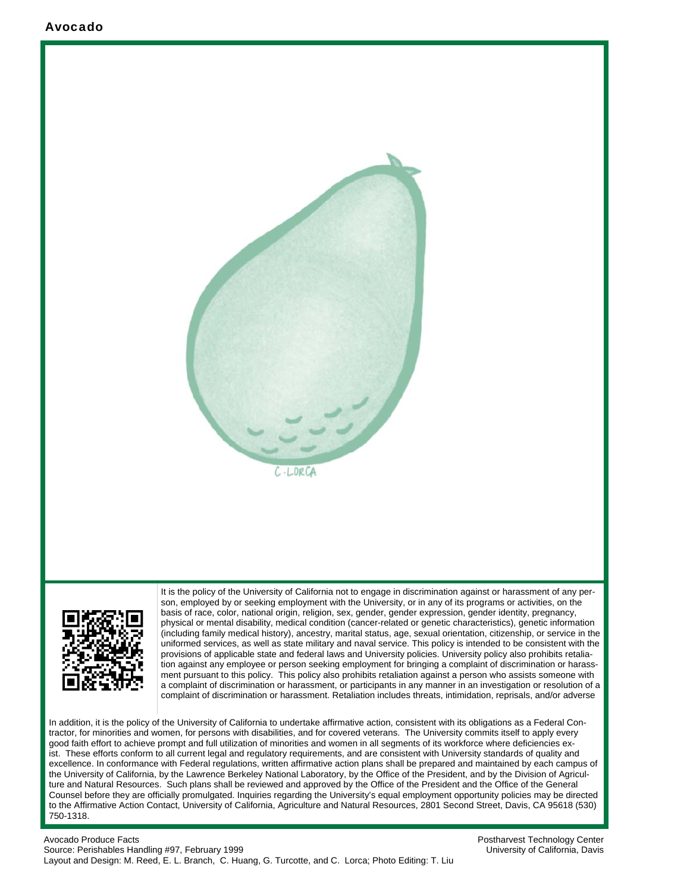# Avocado

It is the policy of the University of California not to engage in discrimination against or harassment of any person, employed by or seeking employment with the University, or in any of its programs or activities, on the basis of race, color, national origin, religion, sex, gender, gender expression, gender identity, pregnancy, physical or mental disability, medical condition (cancer-related or genetic characteristics), genetic information (including family medical history), ancestry, marital status, age, sexual orientation, citizenship, or service in the uniformed services, as well as state military and naval service. This policy is intended to be consistent with the provisions of applicable state and federal laws and University policies. University policy also prohibits retaliation against any employee or person seeking employment for bringing a complaint of discrimination or harassment pursuant to this policy. This policy also prohibits retaliation against a person who assists someone with a complaint of discrimination or harassment, or participants in any manner in an investigation or resolution of a complaint of discrimination or harassment. Retaliation includes threats, intimidation, reprisals, and/or adverse

In addition, it is the policy of the University of California to undertake affirmative action, consistent with its obligations as a Federal Contractor, for minorities and women, for persons with disabilities, and for covered veterans. The University commits itself to apply every good faith effort to achieve prompt and full utilization of minorities and women in all segments of its workforce where deficiencies exist. These efforts conform to all current legal and regulatory requirements, and are consistent with University standards of quality and excellence. In conformance with Federal regulations, written affirmative action plans shall be prepared and maintained by each campus of the University of California, by the Lawrence Berkeley National Laboratory, by the Office of the President, and by the Division of Agriculture and Natural Resources. Such plans shall be reviewed and approved by the Office of the President and the Office of the General Counsel before they are officially promulgated. Inquiries regarding the University's equal employment opportunity policies may be directed to the Affirmative Action Contact, University of California, Agriculture and Natural Resources, 2801 Second Street, Davis, CA 95618 (530) 750-1318.

Avocado Produce Facts
Source: Perishables Handling #97, February 1999
Layout and Design: M. Reed, E. L. Branch, C. Huang, G. Turcotte, and C. Lorca; Photo Editing: T. Liu

Postharvest Technology Center
University of California, Davis